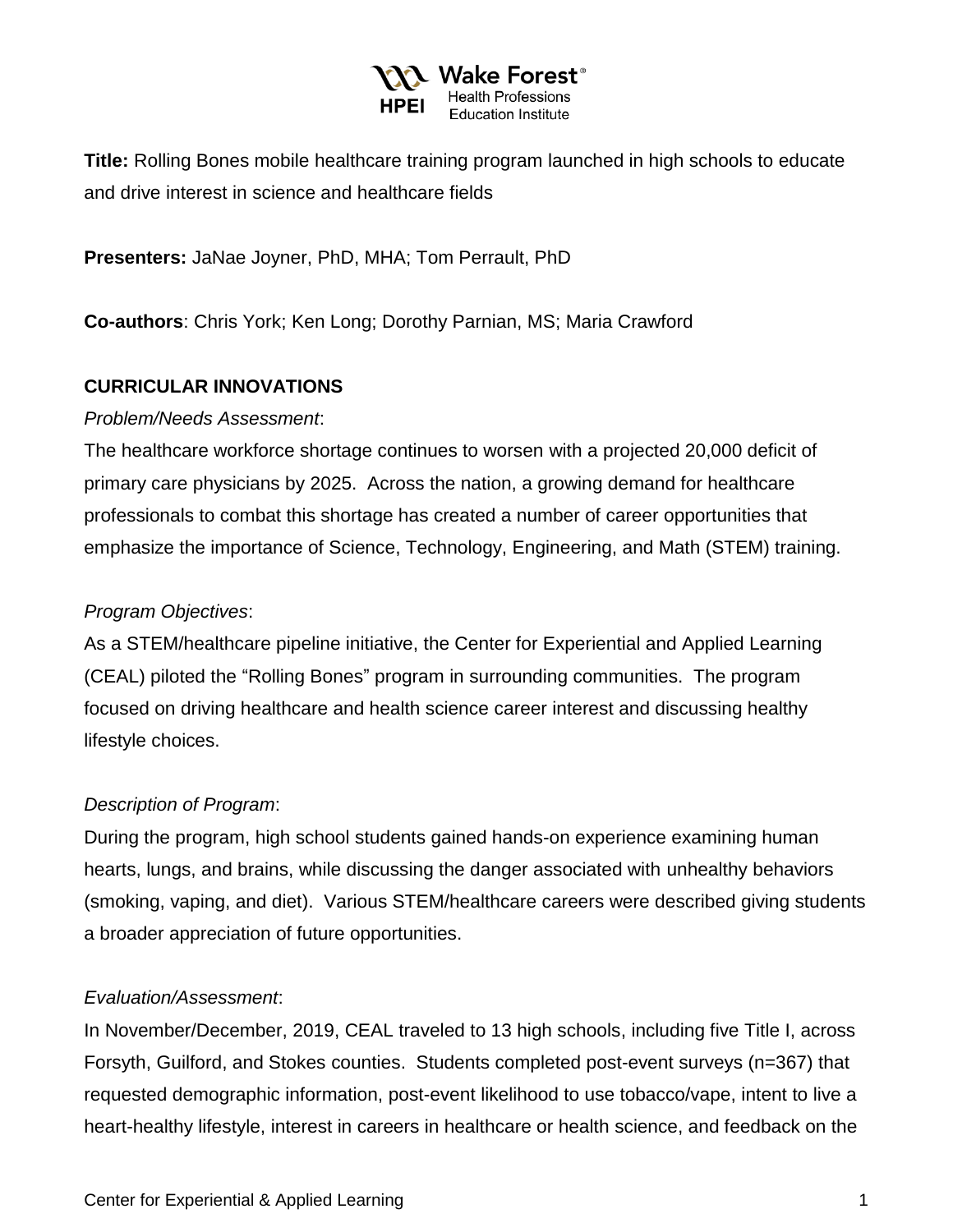**Title:** Rolling Bones mobile healthcare training program launched in high schools to educate and drive interest in science and healthcare fields

**Presenters:** JaNae Joyner, PhD, MHA; Tom Perrault, PhD

**Co-authors**: Chris York; Ken Long; Dorothy Parnian, MS; Maria Crawford

## CURRICULAR INNOVATIONS

*Problem/Needs Assessment*:

The healthcare workforce shortage continues to worsen with a projected 20,000 deficit of primary care physicians by 2025. Across the nation, a growing demand for healthcare professionals to combat this shortage has created a number of career opportunities that emphasize the importance of Science, Technology, Engineering, and Math (STEM) training.

*Program Objectives*:

As a STEM/healthcare pipeline initiative, the Center for Experiential and Applied Learning (CEAL) piloted the "Rolling Bones" program in surrounding communities. The program focused on driving healthcare and health science career interest and discussing healthy lifestyle choices.

*Description of Program*:

During the program, high school students gained hands-on experience examining human hearts, lungs, and brains, while discussing the danger associated with unhealthy behaviors (smoking, vaping, and diet). Various STEM/healthcare careers were described giving students a broader appreciation of future opportunities.

*Evaluation/Assessment*:

In November/December, 2019, CEAL traveled to 13 high schools, including five Title I, across Forsyth, Guilford, and Stokes counties. Students completed post-event surveys (n=367) that requested demographic information, post-event likelihood to use tobacco/vape, intent to live a heart-healthy lifestyle, interest in careers in healthcare or health science, and feedback on the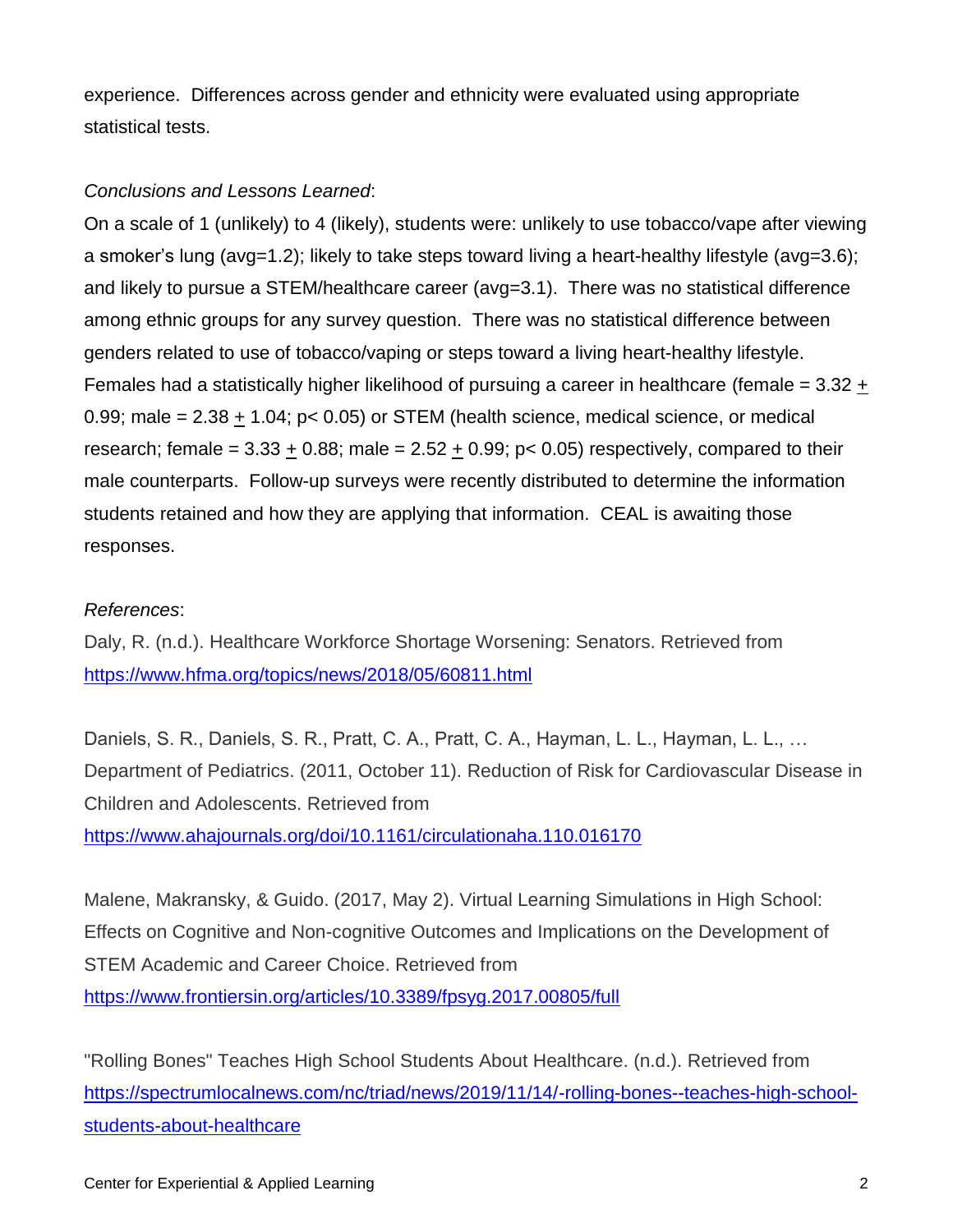experience. Differences across gender and ethnicity were evaluated using appropriate statistical tests.

*Conclusions and Lessons Learned*:

On a scale of 1 (unlikely) to 4 (likely), students were: unlikely to use tobacco/vape after viewing a smoker's lung (avg=1.2); likely to take steps toward living a heart-healthy lifestyle (avg=3.6); and likely to pursue a STEM/healthcare career (avg=3.1). There was no statistical difference among ethnic groups for any survey question. There was no statistical difference between genders related to use of tobacco/vaping or steps toward a living heart-healthy lifestyle. Females had a statistically higher likelihood of pursuing a career in healthcare (female = $3.32 \pm 0.99$; male = $2.38 \pm 1.04$; $p < 0.05$) or STEM (health science, medical science, or medical research; female = $3.33 \pm 0.88$; male = $2.52 \pm 0.99$; $p < 0.05$) respectively, compared to their male counterparts. Follow-up surveys were recently distributed to determine the information students retained and how they are applying that information. CEAL is awaiting those responses.

*References*:

Daly, R. (n.d.). Healthcare Workforce Shortage Worsening: Senators. Retrieved from https://www.hfma.org/topics/news/2018/05/60811.html

Daniels, S. R., Daniels, S. R., Pratt, C. A., Pratt, C. A., Hayman, L. L., Hayman, L. L., … Department of Pediatrics. (2011, October 11). Reduction of Risk for Cardiovascular Disease in Children and Adolescents. Retrieved from https://www.ahajournals.org/doi/10.1161/circulationaha.110.016170

Malene, Makransky, & Guido. (2017, May 2). Virtual Learning Simulations in High School: Effects on Cognitive and Non-cognitive Outcomes and Implications on the Development of STEM Academic and Career Choice. Retrieved from https://www.frontiersin.org/articles/10.3389/fpsyg.2017.00805/full

"Rolling Bones" Teaches High School Students About Healthcare. (n.d.). Retrieved from https://spectrumlocalnews.com/nc/triad/news/2019/11/14/-rolling-bones--teaches-high-school-students-about-healthcare